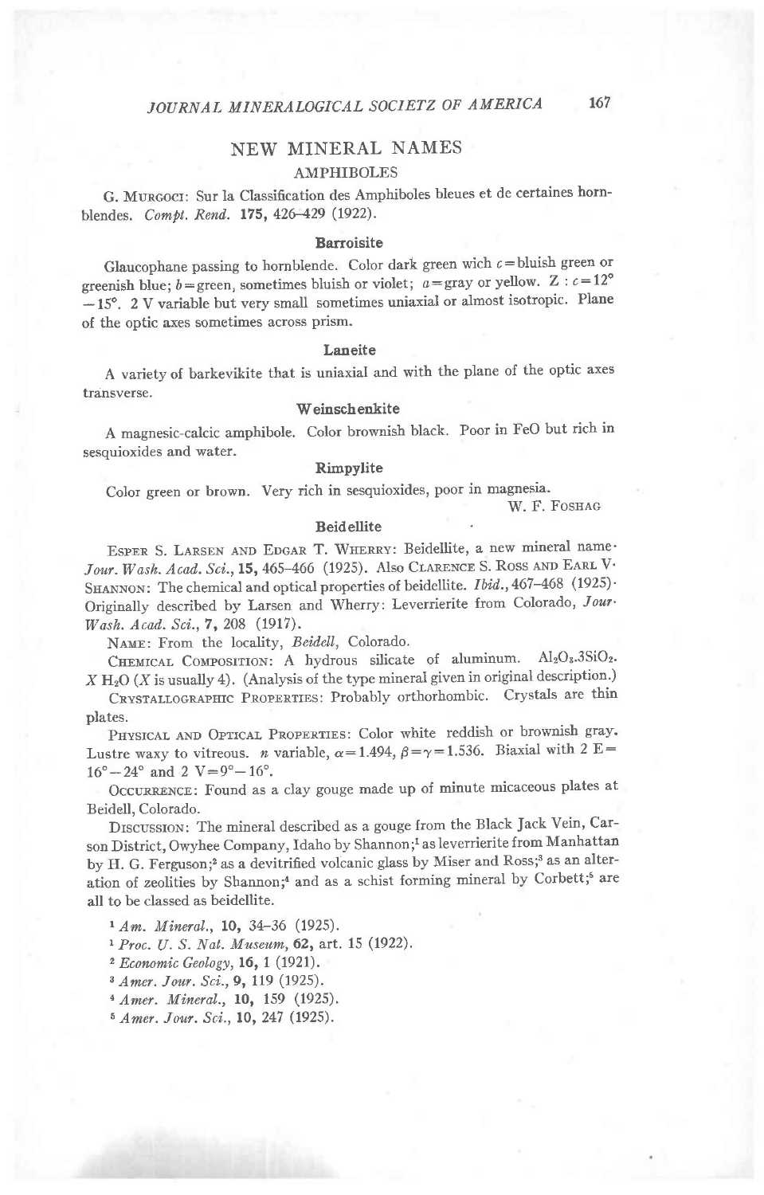## NEW MINERAL NAMES

### AMPHIBOLES

G. MURGOCI: Sur la Classification des Amphiboles bleues et de certaines hornblendes. *Compt. Rend.* **175**, 426–429 (1922).

#### Barroisite

Glaucophane passing to hornblende. Color dark green wich $c$ = bluish green or greenish blue; $b$ = green, sometimes bluish or violet; $a$ = gray or yellow. Z : $c$ = 12° – 15°. 2 V variable but very small sometimes uniaxial or almost isotropic. Plane of the optic axes sometimes across prism.

#### Laneite

A variety of barkevikite that is uniaxial and with the plane of the optic axes transverse.

#### Weinschenkite

A magnesic-calcic amphibole. Color brownish black. Poor in FeO but rich in sesquioxides and water.

#### Rimpylite

Color green or brown. Very rich in sesquioxides, poor in magnesia.

W. F. FOSHAG

#### Beidellite

ESPER S. LARSEN AND EDGAR T. WHERRY: Beidellite, a new mineral name. *Jour. Wash. Acad. Sci.*, **15**, 465–466 (1925). Also CLARENCE S. ROSS AND EARL V. SHANNON: The chemical and optical properties of beidellite. *Ibid.*, 467–468 (1925). Originally described by Larsen and Wherry: Leverrierite from Colorado, *Jour. Wash. Acad. Sci.*, **7**, 208 (1917).

NAME: From the locality, *Beidell*, Colorado.

CHEMICAL COMPOSITION: A hydrous silicate of aluminum. $Al_2O_3.3SiO_2.X\,H_2O$ ($X$ is usually 4). (Analysis of the type mineral given in original description.)

CRYSTALLOGRAPHIC PROPERTIES: Probably orthorhombic. Crystals are thin plates.

PHYSICAL AND OPTICAL PROPERTIES: Color white reddish or brownish gray. Lustre waxy to vitreous. $n$ variable, $\alpha = 1.494$, $\beta = \gamma = 1.536$. Biaxial with 2 E = 16° – 24° and 2 V = 9° – 16°.

OCCURRENCE: Found as a clay gouge made up of minute micaceous plates at Beidell, Colorado.

DISCUSSION: The mineral described as a gouge from the Black Jack Vein, Carson District, Owyhee Company, Idaho by Shannon;[1] as leverrierite from Manhattan by H. G. Ferguson;[2] as a devitrified volcanic glass by Miser and Ross;[3] as an alteration of zeolities by Shannon;[4] and as a schist forming mineral by Corbett;[5] are all to be classed as beidellite.

[1] *Am. Mineral.*, **10**, 34–36 (1925).

[1] *Proc. U. S. Nat. Museum*, **62**, art. 15 (1922).

[2] *Economic Geology*, **16**, 1 (1921).

[3] *Amer. Jour. Sci.*, **9**, 119 (1925).

[4] *Amer. Mineral.*, **10**, 159 (1925).

[5] *Amer. Jour. Sci.*, **10**, 247 (1925).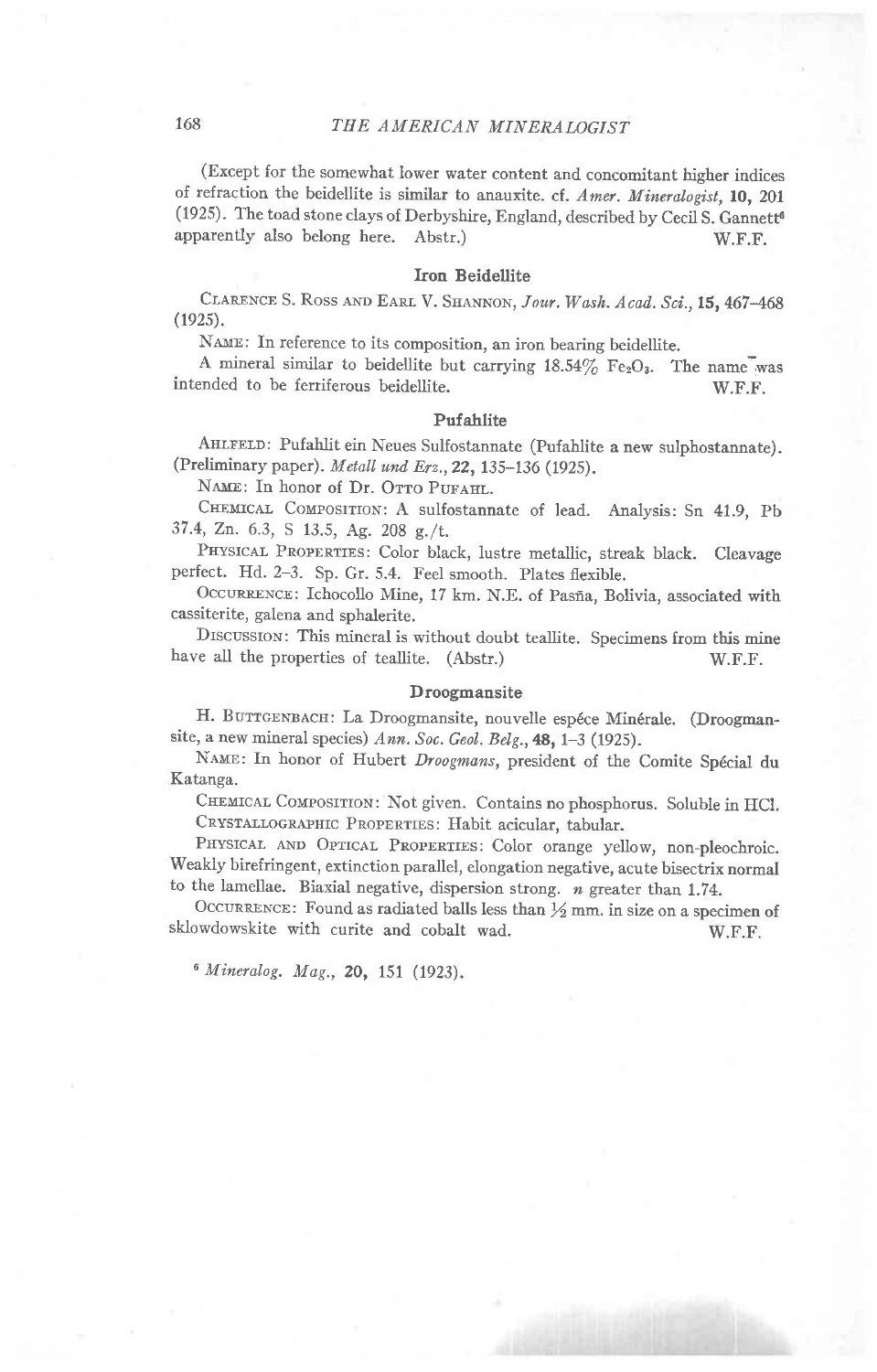(Except for the somewhat lower water content and concomitant higher indices of refraction the beidellite is similar to anauxite. cf. *Amer. Mineralogist*, **10**, 201 (1925). The toad stone clays of Derbyshire, England, described by Cecil S. Gannett[6] apparently also belong here. Abstr.) W.F.F.

### Iron Beidellite

Clarence S. Ross and Earl V. Shannon, *Jour. Wash. Acad. Sci.*, **15**, 467–468 (1925).

Name: In reference to its composition, an iron bearing beidellite.

A mineral similar to beidellite but carrying 18.54% $Fe_2O_3$. The name was intended to be ferriferous beidellite. W.F.F.

### Pufahlite

Ahlfeld: Pufahlit ein Neues Sulfostannate (Pufahlite a new sulphostannate). (Preliminary paper). *Metall und Erz.*, **22**, 135–136 (1925).

Name: In honor of Dr. Otto Pufahl.

Chemical Composition: A sulfostannate of lead. Analysis: Sn 41.9, Pb 37.4, Zn. 6.3, S 13.5, Ag. 208 g./t.

Physical Properties: Color black, lustre metallic, streak black. Cleavage perfect. Hd. 2–3. Sp. Gr. 5.4. Feel smooth. Plates flexible.

Occurrence: Ichocollo Mine, 17 km. N.E. of Pasña, Bolivia, associated with cassiterite, galena and sphalerite.

Discussion: This mineral is without doubt teallite. Specimens from this mine have all the properties of teallite. (Abstr.) W.F.F.

### Droogmansite

H. Buttgenbach: La Droogmansite, nouvelle espéce Minérale. (Droogmansite, a new mineral species) *Ann. Soc. Geol. Belg.*, **48**, 1–3 (1925).

Name: In honor of Hubert *Droogmans*, president of the Comite Spécial du Katanga.

Chemical Composition: Not given. Contains no phosphorus. Soluble in HCl.

Crystallographic Properties: Habit acicular, tabular.

Physical and Optical Properties: Color orange yellow, non-pleochroic. Weakly birefringent, extinction parallel, elongation negative, acute bisectrix normal to the lamellae. Biaxial negative, dispersion strong. $n$ greater than 1.74.

Occurrence: Found as radiated balls less than ½ mm. in size on a specimen of sklowdowskite with curite and cobalt wad. W.F.F.

[6] *Mineralog. Mag.*, **20**, 151 (1923).